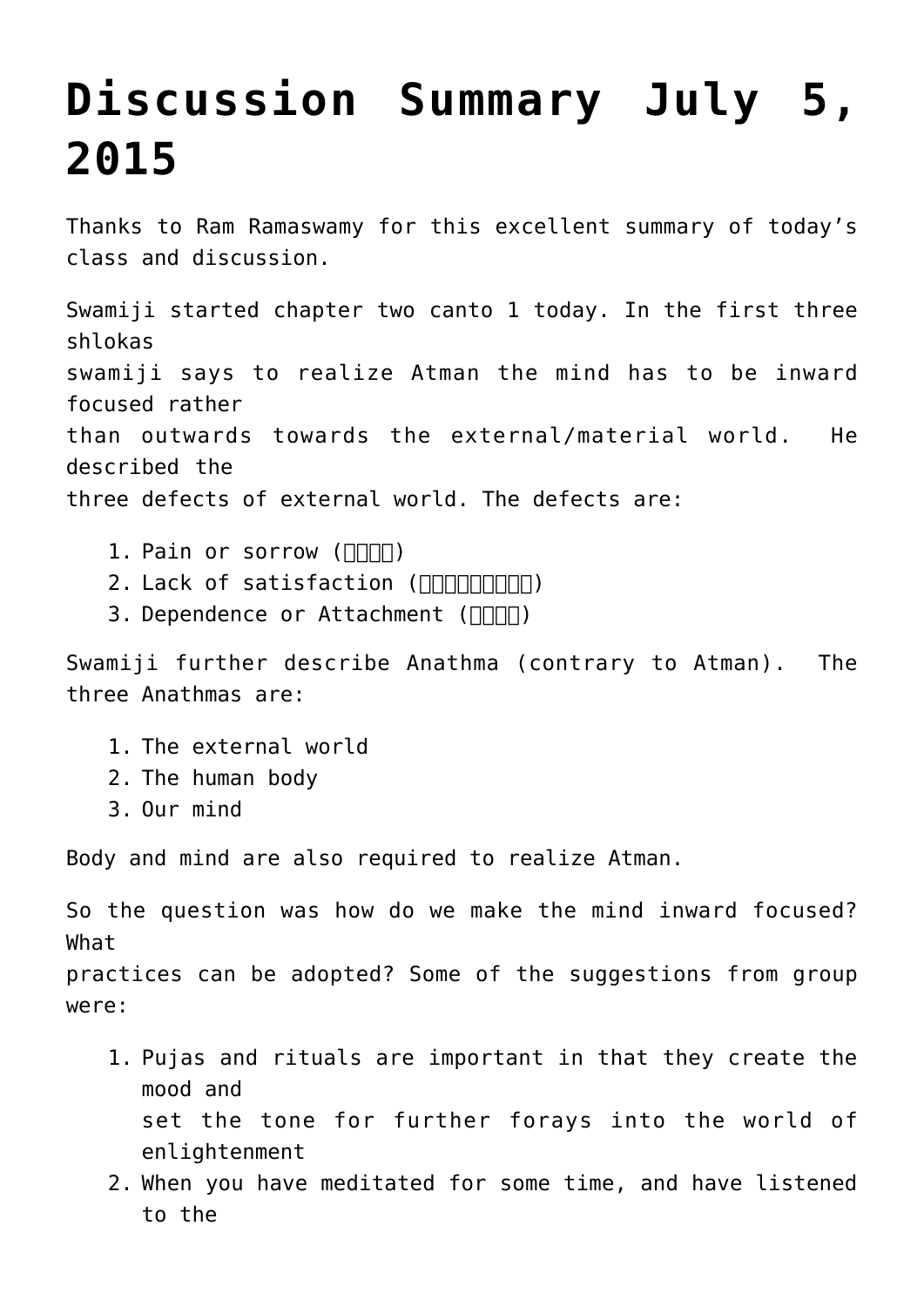# Discussion Summary July 5, 2015

Thanks to Ram Ramaswamy for this excellent summary of today's class and discussion.

Swamiji started chapter two canto 1 today. In the first three shlokas swamiji says to realize Atman the mind has to be inward focused rather than outwards towards the external/material world. He described the three defects of external world. The defects are:

1. Pain or sorrow (□□□□)
2. Lack of satisfaction (□□□□□□□□□)
3. Dependence or Attachment (□□□□)

Swamiji further describe Anathma (contrary to Atman). The three Anathmas are:

1. The external world
2. The human body
3. Our mind

Body and mind are also required to realize Atman.

So the question was how do we make the mind inward focused? What practices can be adopted? Some of the suggestions from group were:

1. Pujas and rituals are important in that they create the mood and set the tone for further forays into the world of enlightenment
2. When you have meditated for some time, and have listened to the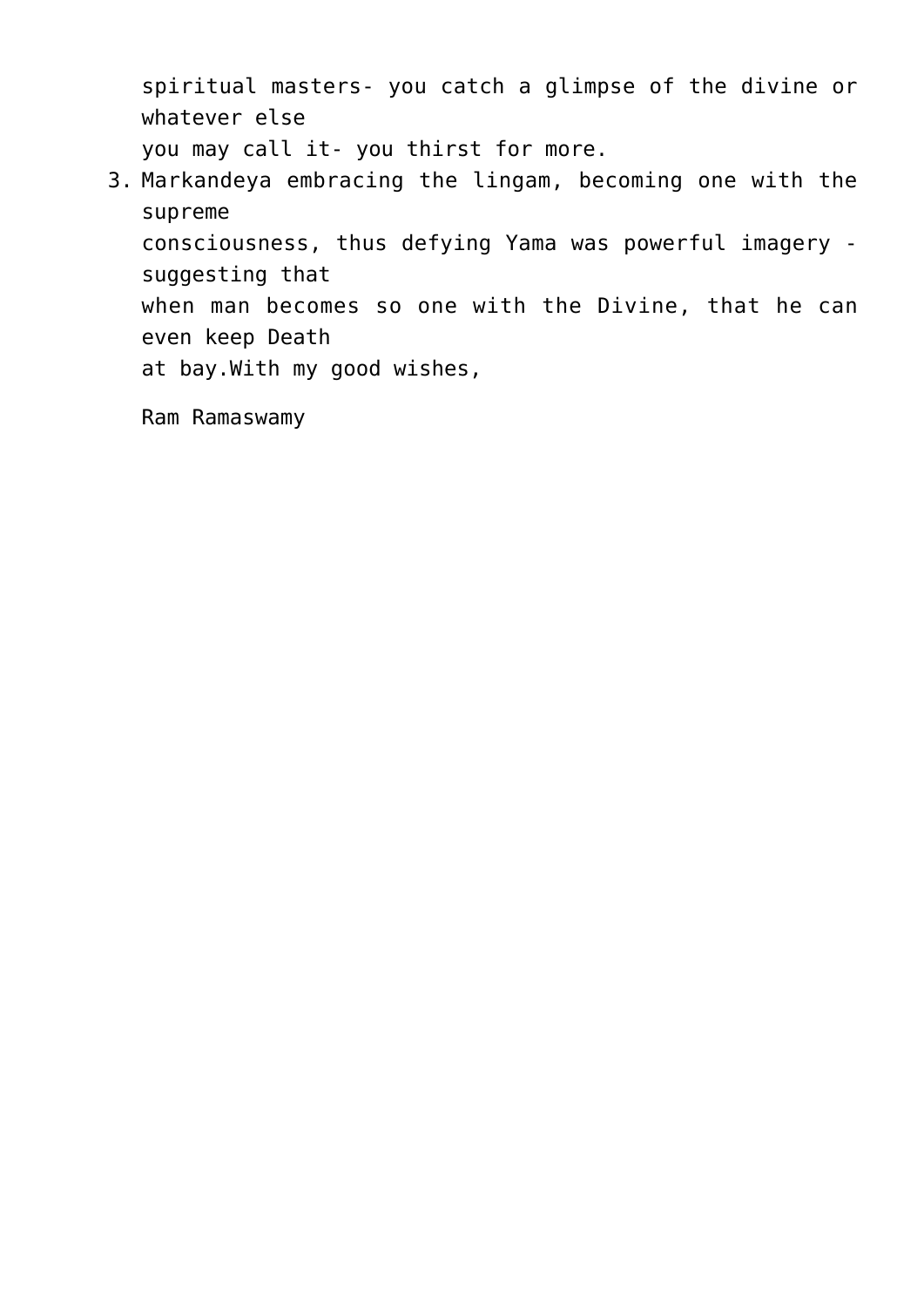spiritual masters- you catch a glimpse of the divine or whatever else you may call it- you thirst for more.

3. Markandeya embracing the lingam, becoming one with the supreme consciousness, thus defying Yama was powerful imagery - suggesting that when man becomes so one with the Divine, that he can even keep Death at bay.With my good wishes,

   Ram Ramaswamy